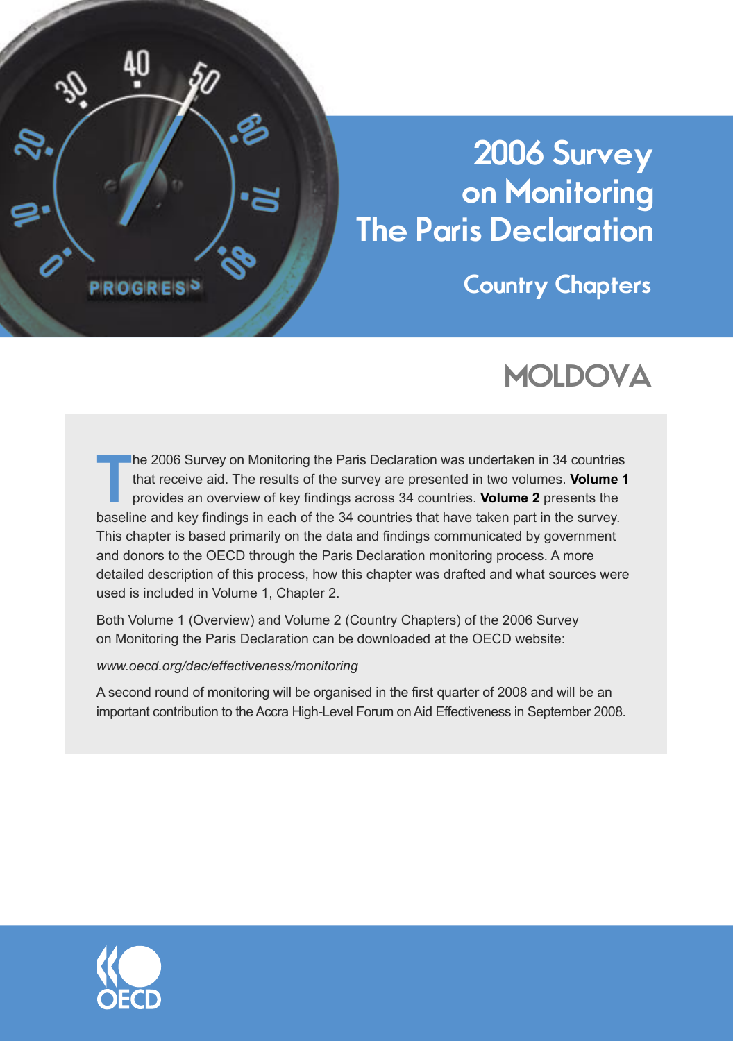# 2006 Survey on Monitoring The Paris Declaration

## Country Chapters

# MOLDOVA

The 2006 Survey on Monitoring the Paris Declaration was undertaken in 34 countries that receive aid. The results of the survey are presented in two volumes. **Volume 1** provides an overview of key findings across 34 countries. **Volume 2** presents the baseline and key findings in each of the 34 countries that have taken part in the survey. This chapter is based primarily on the data and findings communicated by government and donors to the OECD through the Paris Declaration monitoring process. A more detailed description of this process, how this chapter was drafted and what sources were used is included in Volume 1, Chapter 2.

Both Volume 1 (Overview) and Volume 2 (Country Chapters) of the 2006 Survey on Monitoring the Paris Declaration can be downloaded at the OECD website:

*www.oecd.org/dac/effectiveness/monitoring*

A second round of monitoring will be organised in the first quarter of 2008 and will be an important contribution to the Accra High-Level Forum on Aid Effectiveness in September 2008.

OECD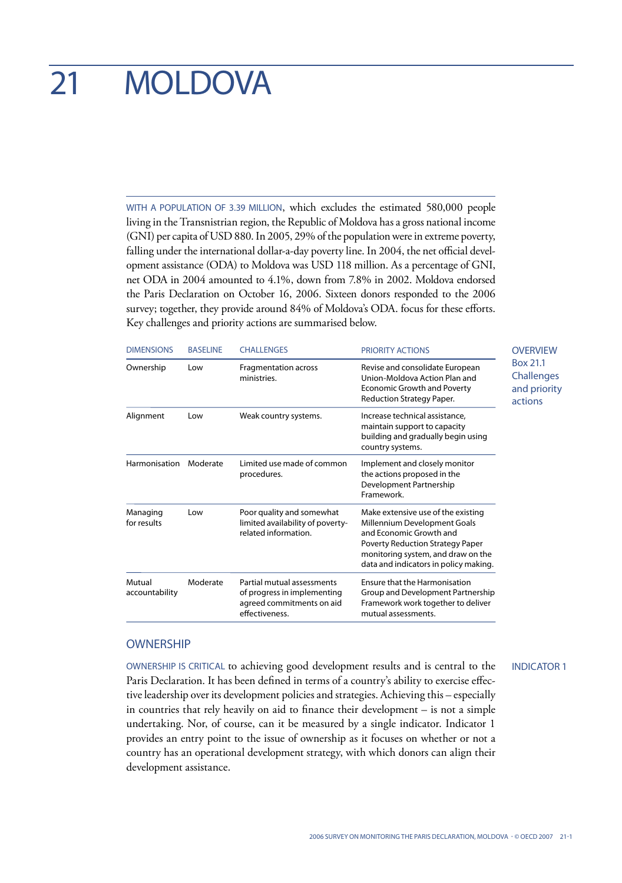# 21 MOLDOVA

WITH A POPULATION OF 3.39 MILLION, which excludes the estimated 580,000 people living in the Transnistrian region, the Republic of Moldova has a gross national income (GNI) per capita of USD 880. In 2005, 29% of the population were in extreme poverty, falling under the international dollar-a-day poverty line. In 2004, the net official development assistance (ODA) to Moldova was USD 118 million. As a percentage of GNI, net ODA in 2004 amounted to 4.1%, down from 7.8% in 2002. Moldova endorsed the Paris Declaration on October 16, 2006. Sixteen donors responded to the 2006 survey; together, they provide around 84% of Moldova's ODA. focus for these efforts. Key challenges and priority actions are summarised below.

OVERVIEW
Box 21.1
Challenges and priority actions

| DIMENSIONS | BASELINE | CHALLENGES | PRIORITY ACTIONS |
|---|---|---|---|
| Ownership | Low | Fragmentation across ministries. | Revise and consolidate European Union-Moldova Action Plan and Economic Growth and Poverty Reduction Strategy Paper. |
| Alignment | Low | Weak country systems. | Increase technical assistance, maintain support to capacity building and gradually begin using country systems. |
| Harmonisation | Moderate | Limited use made of common procedures. | Implement and closely monitor the actions proposed in the Development Partnership Framework. |
| Managing for results | Low | Poor quality and somewhat limited availability of poverty-related information. | Make extensive use of the existing Millennium Development Goals and Economic Growth and Poverty Reduction Strategy Paper monitoring system, and draw on the data and indicators in policy making. |
| Mutual accountability | Moderate | Partial mutual assessments of progress in implementing agreed commitments on aid effectiveness. | Ensure that the Harmonisation Group and Development Partnership Framework work together to deliver mutual assessments. |

## OWNERSHIP

INDICATOR 1

OWNERSHIP IS CRITICAL to achieving good development results and is central to the Paris Declaration. It has been defined in terms of a country's ability to exercise effective leadership over its development policies and strategies. Achieving this – especially in countries that rely heavily on aid to finance their development – is not a simple undertaking. Nor, of course, can it be measured by a single indicator. Indicator 1 provides an entry point to the issue of ownership as it focuses on whether or not a country has an operational development strategy, with which donors can align their development assistance.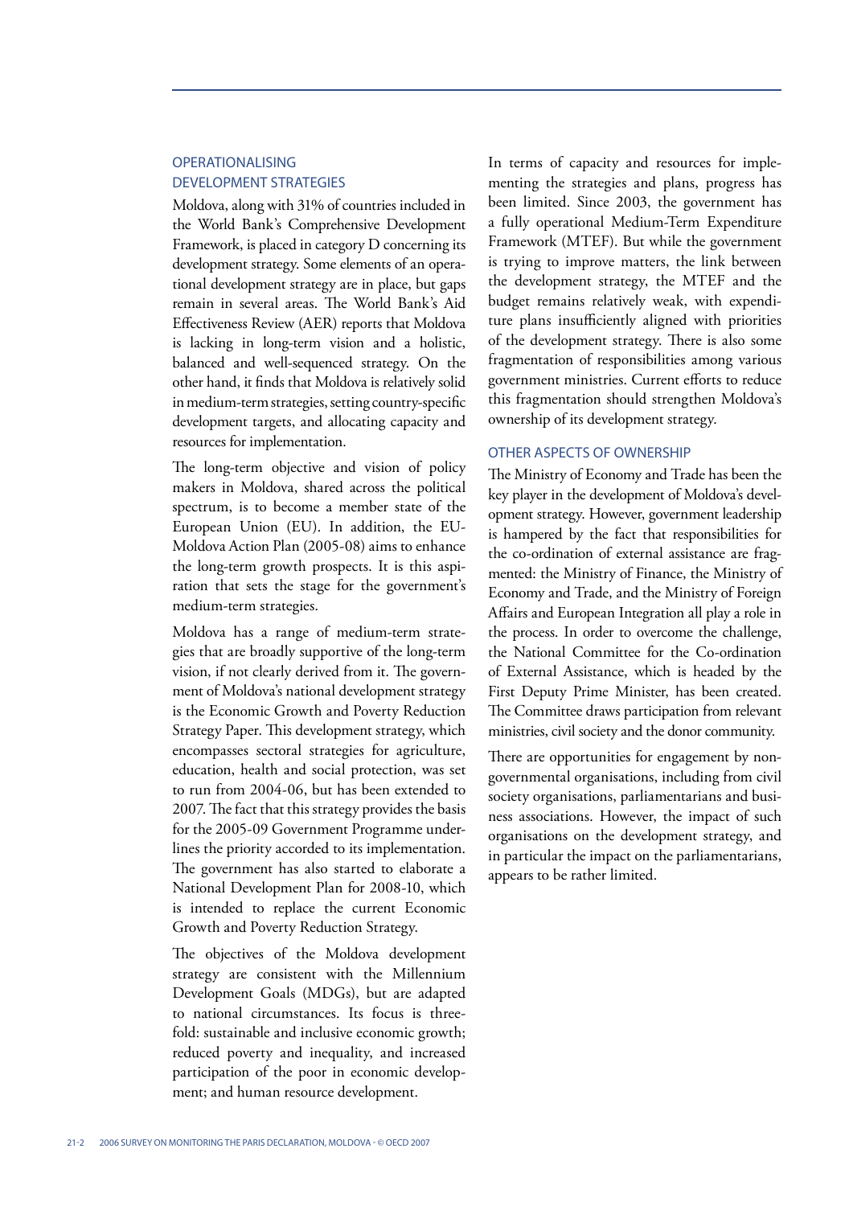## OPERATIONALISING DEVELOPMENT STRATEGIES

Moldova, along with 31% of countries included in the World Bank's Comprehensive Development Framework, is placed in category D concerning its development strategy. Some elements of an operational development strategy are in place, but gaps remain in several areas. The World Bank's Aid Effectiveness Review (AER) reports that Moldova is lacking in long-term vision and a holistic, balanced and well-sequenced strategy. On the other hand, it finds that Moldova is relatively solid in medium-term strategies, setting country-specific development targets, and allocating capacity and resources for implementation.

The long-term objective and vision of policy makers in Moldova, shared across the political spectrum, is to become a member state of the European Union (EU). In addition, the EU-Moldova Action Plan (2005-08) aims to enhance the long-term growth prospects. It is this aspiration that sets the stage for the government's medium-term strategies.

Moldova has a range of medium-term strategies that are broadly supportive of the long-term vision, if not clearly derived from it. The government of Moldova's national development strategy is the Economic Growth and Poverty Reduction Strategy Paper. This development strategy, which encompasses sectoral strategies for agriculture, education, health and social protection, was set to run from 2004-06, but has been extended to 2007. The fact that this strategy provides the basis for the 2005-09 Government Programme underlines the priority accorded to its implementation. The government has also started to elaborate a National Development Plan for 2008-10, which is intended to replace the current Economic Growth and Poverty Reduction Strategy.

The objectives of the Moldova development strategy are consistent with the Millennium Development Goals (MDGs), but are adapted to national circumstances. Its focus is threefold: sustainable and inclusive economic growth; reduced poverty and inequality, and increased participation of the poor in economic development; and human resource development.

In terms of capacity and resources for implementing the strategies and plans, progress has been limited. Since 2003, the government has a fully operational Medium-Term Expenditure Framework (MTEF). But while the government is trying to improve matters, the link between the development strategy, the MTEF and the budget remains relatively weak, with expenditure plans insufficiently aligned with priorities of the development strategy. There is also some fragmentation of responsibilities among various government ministries. Current efforts to reduce this fragmentation should strengthen Moldova's ownership of its development strategy.

## OTHER ASPECTS OF OWNERSHIP

The Ministry of Economy and Trade has been the key player in the development of Moldova's development strategy. However, government leadership is hampered by the fact that responsibilities for the co-ordination of external assistance are fragmented: the Ministry of Finance, the Ministry of Economy and Trade, and the Ministry of Foreign Affairs and European Integration all play a role in the process. In order to overcome the challenge, the National Committee for the Co-ordination of External Assistance, which is headed by the First Deputy Prime Minister, has been created. The Committee draws participation from relevant ministries, civil society and the donor community.

There are opportunities for engagement by non-governmental organisations, including from civil society organisations, parliamentarians and business associations. However, the impact of such organisations on the development strategy, and in particular the impact on the parliamentarians, appears to be rather limited.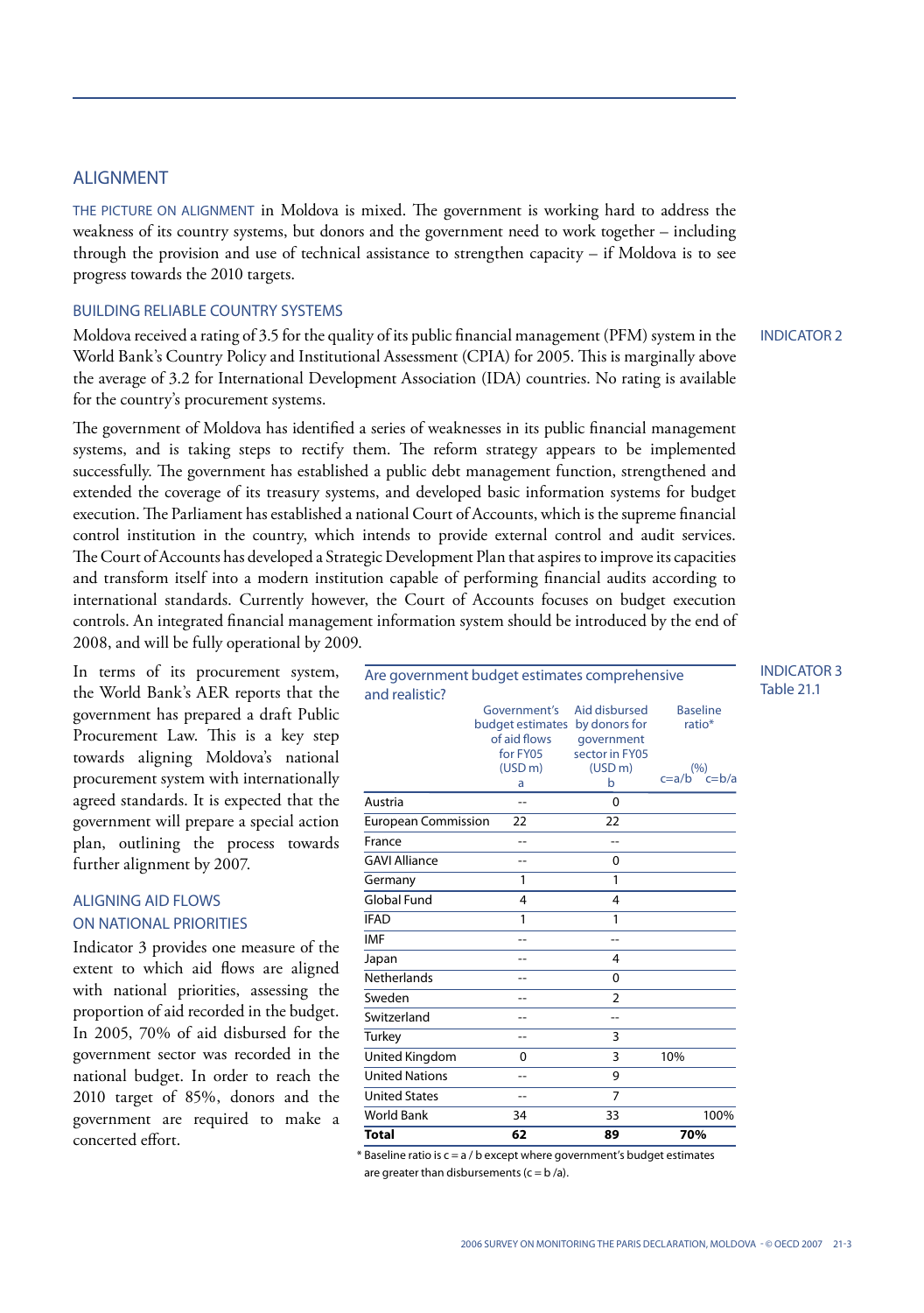## ALIGNMENT

THE PICTURE ON ALIGNMENT in Moldova is mixed. The government is working hard to address the weakness of its country systems, but donors and the government need to work together – including through the provision and use of technical assistance to strengthen capacity – if Moldova is to see progress towards the 2010 targets.

### BUILDING RELIABLE COUNTRY SYSTEMS

INDICATOR 2

Moldova received a rating of 3.5 for the quality of its public financial management (PFM) system in the World Bank's Country Policy and Institutional Assessment (CPIA) for 2005. This is marginally above the average of 3.2 for International Development Association (IDA) countries. No rating is available for the country's procurement systems.

The government of Moldova has identified a series of weaknesses in its public financial management systems, and is taking steps to rectify them. The reform strategy appears to be implemented successfully. The government has established a public debt management function, strengthened and extended the coverage of its treasury systems, and developed basic information systems for budget execution. The Parliament has established a national Court of Accounts, which is the supreme financial control institution in the country, which intends to provide external control and audit services. The Court of Accounts has developed a Strategic Development Plan that aspires to improve its capacities and transform itself into a modern institution capable of performing financial audits according to international standards. Currently however, the Court of Accounts focuses on budget execution controls. An integrated financial management information system should be introduced by the end of 2008, and will be fully operational by 2009.

In terms of its procurement system, the World Bank's AER reports that the government has prepared a draft Public Procurement Law. This is a key step towards aligning Moldova's national procurement system with internationally agreed standards. It is expected that the government will prepare a special action plan, outlining the process towards further alignment by 2007.

### ALIGNING AID FLOWS ON NATIONAL PRIORITIES

Indicator 3 provides one measure of the extent to which aid flows are aligned with national priorities, assessing the proportion of aid recorded in the budget. In 2005, 70% of aid disbursed for the government sector was recorded in the national budget. In order to reach the 2010 target of 85%, donors and the government are required to make a concerted effort.

INDICATOR 3
Table 21.1

**Are government budget estimates comprehensive and realistic?**

| | Government's budget estimates of aid flows for FY05 (USD m) a | Aid disbursed by donors for government sector in FY05 (USD m) b | Baseline ratio* (%) c=a/b | c=b/a |
|---|---|---|---|---|
| Austria | -- | 0 | | |
| European Commission | 22 | 22 | | |
| France | -- | -- | | |
| GAVI Alliance | -- | 0 | | |
| Germany | 1 | 1 | | |
| Global Fund | 4 | 4 | | |
| IFAD | 1 | 1 | | |
| IMF | -- | -- | | |
| Japan | -- | 4 | | |
| Netherlands | -- | 0 | | |
| Sweden | -- | 2 | | |
| Switzerland | -- | -- | | |
| Turkey | -- | 3 | | |
| United Kingdom | 0 | 3 | 10% | |
| United Nations | -- | 9 | | |
| United States | -- | 7 | | |
| World Bank | 34 | 33 | | 100% |
| **Total** | **62** | **89** | **70%** | |

\* Baseline ratio is c = a / b except where government's budget estimates are greater than disbursements (c = b /a).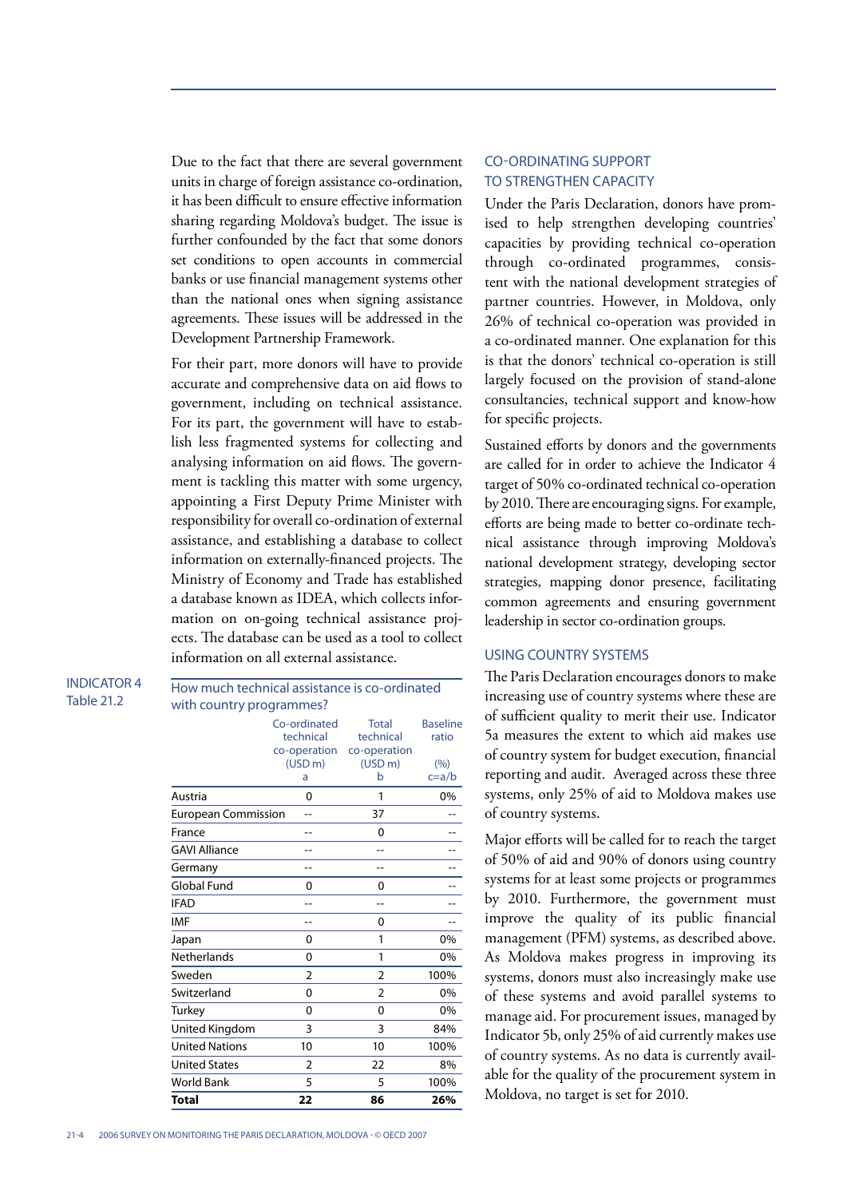Due to the fact that there are several government units in charge of foreign assistance co-ordination, it has been difficult to ensure effective information sharing regarding Moldova's budget. The issue is further confounded by the fact that some donors set conditions to open accounts in commercial banks or use financial management systems other than the national ones when signing assistance agreements. These issues will be addressed in the Development Partnership Framework.

For their part, more donors will have to provide accurate and comprehensive data on aid flows to government, including on technical assistance. For its part, the government will have to establish less fragmented systems for collecting and analysing information on aid flows. The government is tackling this matter with some urgency, appointing a First Deputy Prime Minister with responsibility for overall co-ordination of external assistance, and establishing a database to collect information on externally-financed projects. The Ministry of Economy and Trade has established a database known as IDEA, which collects information on on-going technical assistance projects. The database can be used as a tool to collect information on all external assistance.

INDICATOR 4
Table 21.2

**How much technical assistance is co-ordinated with country programmes?**

| | Co-ordinated technical co-operation (USD m) a | Total technical co-operation (USD m) b | Baseline ratio (%) c=a/b |
|---|---|---|---|
| Austria | 0 | 1 | 0% |
| European Commission | -- | 37 | -- |
| France | -- | 0 | -- |
| GAVI Alliance | -- | -- | -- |
| Germany | -- | -- | -- |
| Global Fund | 0 | 0 | -- |
| IFAD | -- | -- | -- |
| IMF | -- | 0 | -- |
| Japan | 0 | 1 | 0% |
| Netherlands | 0 | 1 | 0% |
| Sweden | 2 | 2 | 100% |
| Switzerland | 0 | 2 | 0% |
| Turkey | 0 | 0 | 0% |
| United Kingdom | 3 | 3 | 84% |
| United Nations | 10 | 10 | 100% |
| United States | 2 | 22 | 8% |
| World Bank | 5 | 5 | 100% |
| **Total** | **22** | **86** | **26%** |

## CO-ORDINATING SUPPORT TO STRENGTHEN CAPACITY

Under the Paris Declaration, donors have promised to help strengthen developing countries' capacities by providing technical co-operation through co-ordinated programmes, consistent with the national development strategies of partner countries. However, in Moldova, only 26% of technical co-operation was provided in a co-ordinated manner. One explanation for this is that the donors' technical co-operation is still largely focused on the provision of stand-alone consultancies, technical support and know-how for specific projects.

Sustained efforts by donors and the governments are called for in order to achieve the Indicator 4 target of 50% co-ordinated technical co-operation by 2010. There are encouraging signs. For example, efforts are being made to better co-ordinate technical assistance through improving Moldova's national development strategy, developing sector strategies, mapping donor presence, facilitating common agreements and ensuring government leadership in sector co-ordination groups.

## USING COUNTRY SYSTEMS

The Paris Declaration encourages donors to make increasing use of country systems where these are of sufficient quality to merit their use. Indicator 5a measures the extent to which aid makes use of country system for budget execution, financial reporting and audit. Averaged across these three systems, only 25% of aid to Moldova makes use of country systems.

Major efforts will be called for to reach the target of 50% of aid and 90% of donors using country systems for at least some projects or programmes by 2010. Furthermore, the government must improve the quality of its public financial management (PFM) systems, as described above. As Moldova makes progress in improving its systems, donors must also increasingly make use of these systems and avoid parallel systems to manage aid. For procurement issues, managed by Indicator 5b, only 25% of aid currently makes use of country systems. As no data is currently available for the quality of the procurement system in Moldova, no target is set for 2010.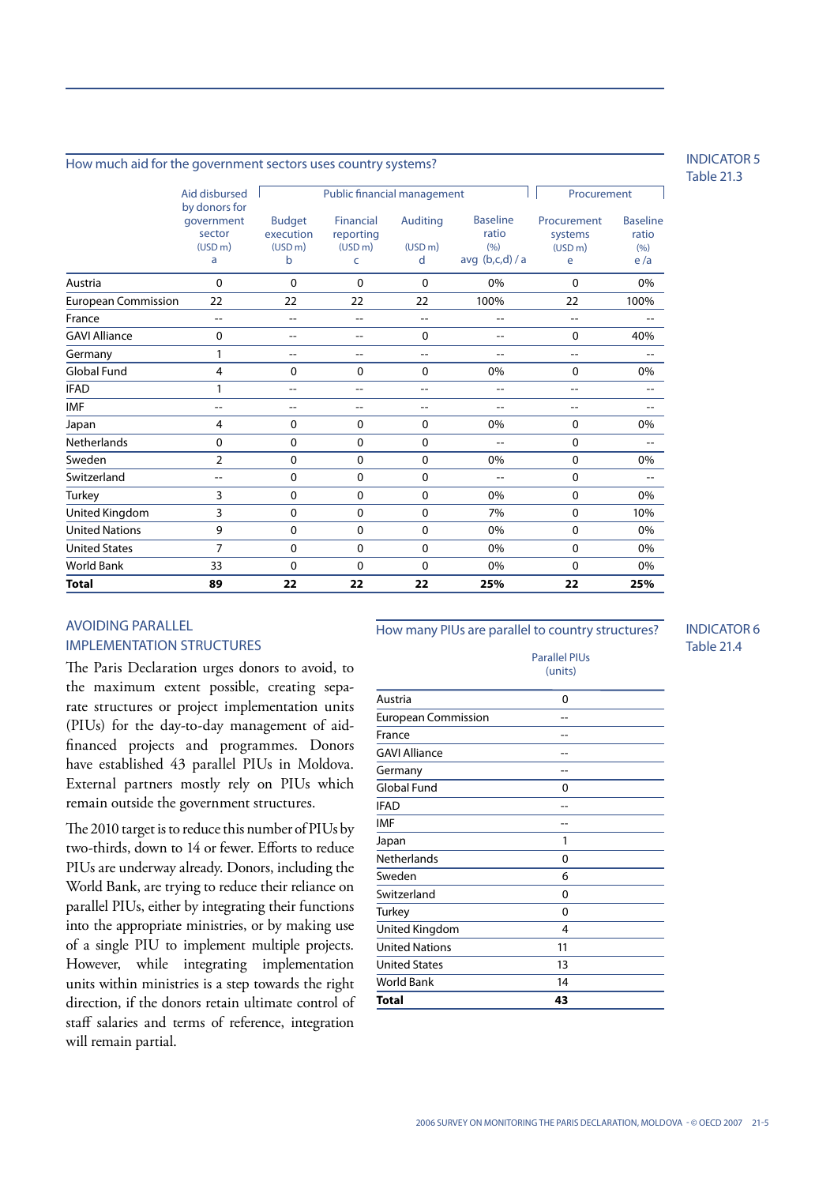## How much aid for the government sectors uses country systems?

INDICATOR 5
Table 21.3

| | Aid disbursed by donors for government sector (USD m) a | Public financial management | | | | Procurement | |
|---|---|---|---|---|---|---|---|
| | | Budget execution (USD m) b | Financial reporting (USD m) c | Auditing (USD m) d | Baseline ratio (%) avg (b,c,d) / a | Procurement systems (USD m) e | Baseline ratio (%) e /a |
| Austria | 0 | 0 | 0 | 0 | 0% | 0 | 0% |
| European Commission | 22 | 22 | 22 | 22 | 100% | 22 | 100% |
| France | -- | -- | -- | -- | -- | -- | -- |
| GAVI Alliance | 0 | -- | -- | 0 | -- | 0 | 40% |
| Germany | 1 | -- | -- | -- | -- | -- | -- |
| Global Fund | 4 | 0 | 0 | 0 | 0% | 0 | 0% |
| IFAD | 1 | -- | -- | -- | -- | -- | -- |
| IMF | -- | -- | -- | -- | -- | -- | -- |
| Japan | 4 | 0 | 0 | 0 | 0% | 0 | 0% |
| Netherlands | 0 | 0 | 0 | 0 | -- | 0 | -- |
| Sweden | 2 | 0 | 0 | 0 | 0% | 0 | 0% |
| Switzerland | -- | 0 | 0 | 0 | -- | 0 | -- |
| Turkey | 3 | 0 | 0 | 0 | 0% | 0 | 0% |
| United Kingdom | 3 | 0 | 0 | 0 | 7% | 0 | 10% |
| United Nations | 9 | 0 | 0 | 0 | 0% | 0 | 0% |
| United States | 7 | 0 | 0 | 0 | 0% | 0 | 0% |
| World Bank | 33 | 0 | 0 | 0 | 0% | 0 | 0% |
| **Total** | **89** | **22** | **22** | **22** | **25%** | **22** | **25%** |

## AVOIDING PARALLEL IMPLEMENTATION STRUCTURES

The Paris Declaration urges donors to avoid, to the maximum extent possible, creating separate structures or project implementation units (PIUs) for the day-to-day management of aid-financed projects and programmes. Donors have established 43 parallel PIUs in Moldova. External partners mostly rely on PIUs which remain outside the government structures.

The 2010 target is to reduce this number of PIUs by two-thirds, down to 14 or fewer. Efforts to reduce PIUs are underway already. Donors, including the World Bank, are trying to reduce their reliance on parallel PIUs, either by integrating their functions into the appropriate ministries, or by making use of a single PIU to implement multiple projects. However, while integrating implementation units within ministries is a step towards the right direction, if the donors retain ultimate control of staff salaries and terms of reference, integration will remain partial.

## How many PIUs are parallel to country structures?

INDICATOR 6
Table 21.4

| | Parallel PIUs (units) |
|---|---|
| Austria | 0 |
| European Commission | -- |
| France | -- |
| GAVI Alliance | -- |
| Germany | -- |
| Global Fund | 0 |
| IFAD | -- |
| IMF | -- |
| Japan | 1 |
| Netherlands | 0 |
| Sweden | 6 |
| Switzerland | 0 |
| Turkey | 0 |
| United Kingdom | 4 |
| United Nations | 11 |
| United States | 13 |
| World Bank | 14 |
| **Total** | **43** |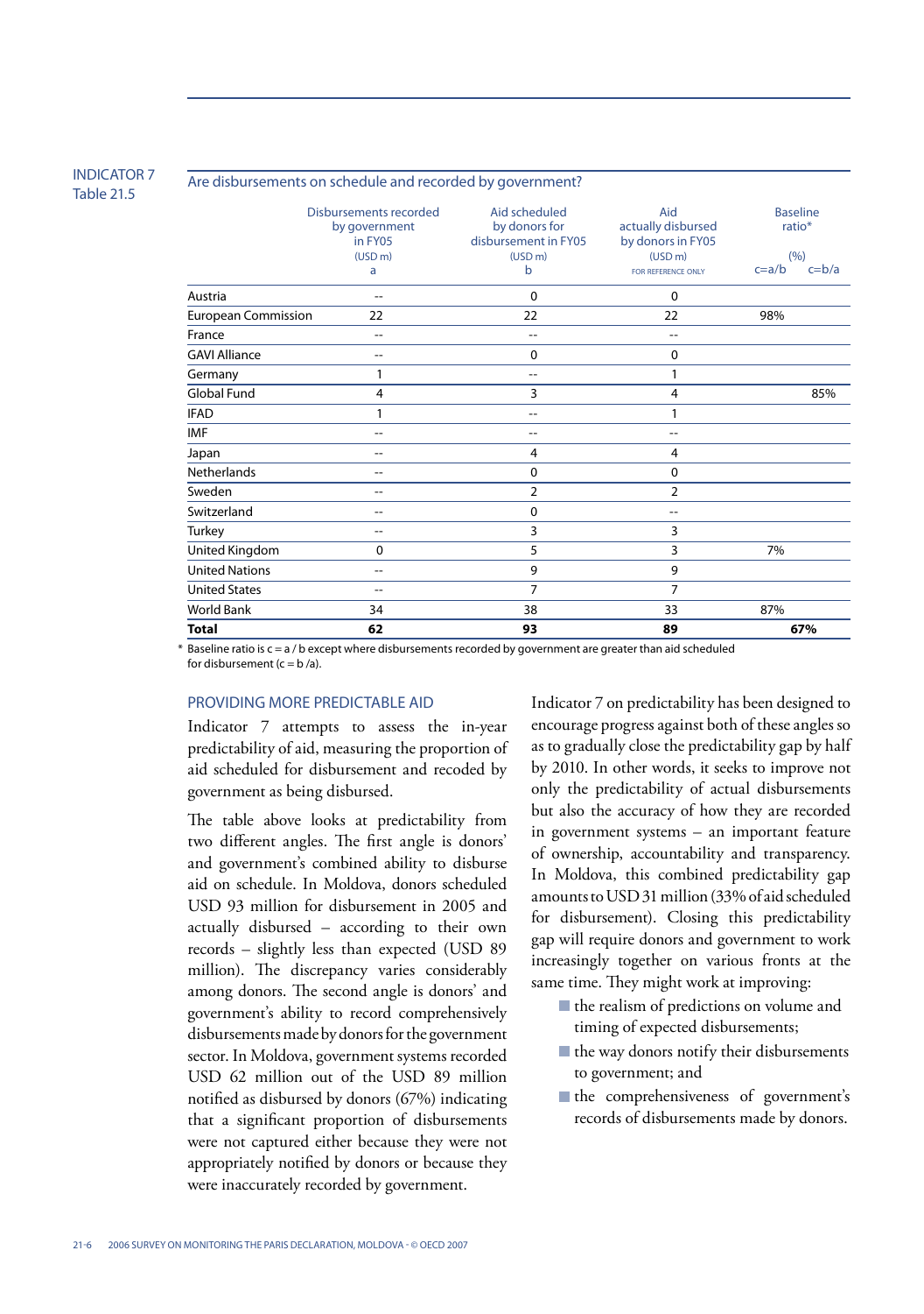INDICATOR 7
Table 21.5

## Are disbursements on schedule and recorded by government?

| | Disbursements recorded by government in FY05 (USD m) a | Aid scheduled by donors for disbursement in FY05 (USD m) b | Aid actually disbursed by donors in FY05 (USD m) FOR REFERENCE ONLY | Baseline ratio* (%) c=a/b | c=b/a |
|---|---|---|---|---|---|
| Austria | -- | 0 | 0 | | |
| European Commission | 22 | 22 | 22 | 98% | |
| France | -- | -- | -- | | |
| GAVI Alliance | -- | 0 | 0 | | |
| Germany | 1 | -- | 1 | | |
| Global Fund | 4 | 3 | 4 | | 85% |
| IFAD | 1 | -- | 1 | | |
| IMF | -- | -- | -- | | |
| Japan | -- | 4 | 4 | | |
| Netherlands | -- | 0 | 0 | | |
| Sweden | -- | 2 | 2 | | |
| Switzerland | -- | 0 | -- | | |
| Turkey | -- | 3 | 3 | | |
| United Kingdom | 0 | 5 | 3 | 7% | |
| United Nations | -- | 9 | 9 | | |
| United States | -- | 7 | 7 | | |
| World Bank | 34 | 38 | 33 | 87% | |
| **Total** | **62** | **93** | **89** | **67%** | |

\* Baseline ratio is c = a / b except where disbursements recorded by government are greater than aid scheduled for disbursement (c = b /a).

### PROVIDING MORE PREDICTABLE AID

Indicator 7 attempts to assess the in-year predictability of aid, measuring the proportion of aid scheduled for disbursement and recoded by government as being disbursed.

The table above looks at predictability from two different angles. The first angle is donors' and government's combined ability to disburse aid on schedule. In Moldova, donors scheduled USD 93 million for disbursement in 2005 and actually disbursed – according to their own records – slightly less than expected (USD 89 million). The discrepancy varies considerably among donors. The second angle is donors' and government's ability to record comprehensively disbursements made by donors for the government sector. In Moldova, government systems recorded USD 62 million out of the USD 89 million notified as disbursed by donors (67%) indicating that a significant proportion of disbursements were not captured either because they were not appropriately notified by donors or because they were inaccurately recorded by government.

Indicator 7 on predictability has been designed to encourage progress against both of these angles so as to gradually close the predictability gap by half by 2010. In other words, it seeks to improve not only the predictability of actual disbursements but also the accuracy of how they are recorded in government systems – an important feature of ownership, accountability and transparency. In Moldova, this combined predictability gap amounts to USD 31 million (33% of aid scheduled for disbursement). Closing this predictability gap will require donors and government to work increasingly together on various fronts at the same time. They might work at improving:

- the realism of predictions on volume and timing of expected disbursements;
- the way donors notify their disbursements to government; and
- the comprehensiveness of government's records of disbursements made by donors.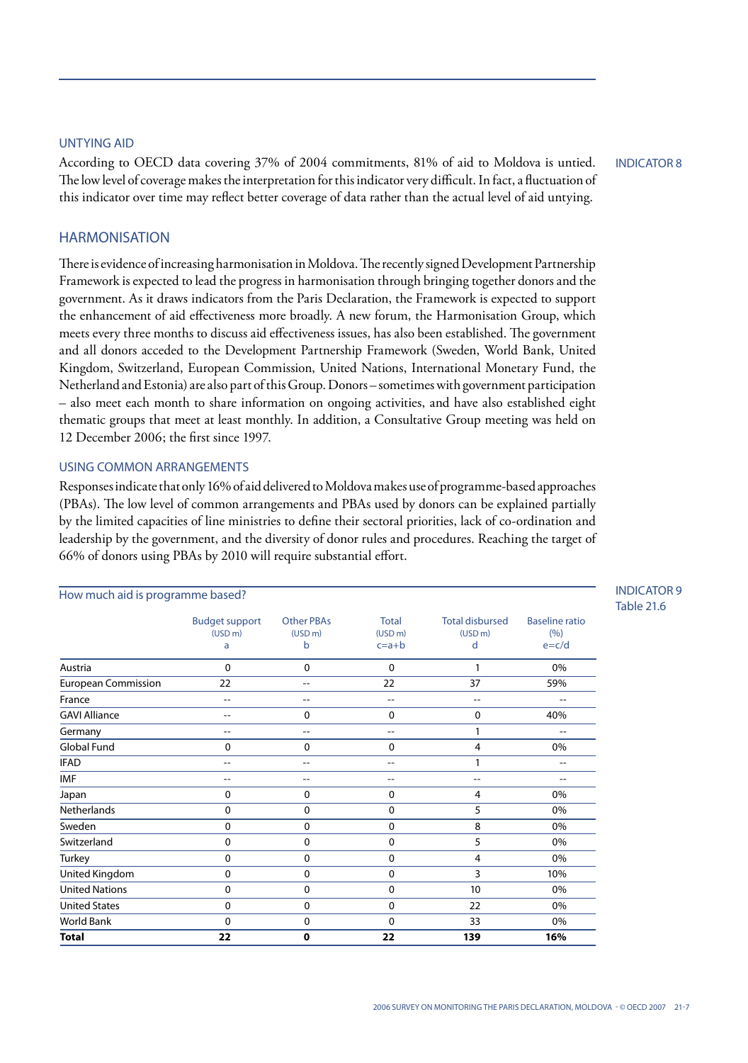### UNTYING AID

INDICATOR 8

According to OECD data covering 37% of 2004 commitments, 81% of aid to Moldova is untied. The low level of coverage makes the interpretation for this indicator very difficult. In fact, a fluctuation of this indicator over time may reflect better coverage of data rather than the actual level of aid untying.

## HARMONISATION

There is evidence of increasing harmonisation in Moldova. The recently signed Development Partnership Framework is expected to lead the progress in harmonisation through bringing together donors and the government. As it draws indicators from the Paris Declaration, the Framework is expected to support the enhancement of aid effectiveness more broadly. A new forum, the Harmonisation Group, which meets every three months to discuss aid effectiveness issues, has also been established. The government and all donors acceded to the Development Partnership Framework (Sweden, World Bank, United Kingdom, Switzerland, European Commission, United Nations, International Monetary Fund, the Netherland and Estonia) are also part of this Group. Donors – sometimes with government participation – also meet each month to share information on ongoing activities, and have also established eight thematic groups that meet at least monthly. In addition, a Consultative Group meeting was held on 12 December 2006; the first since 1997.

### USING COMMON ARRANGEMENTS

Responses indicate that only 16% of aid delivered to Moldova makes use of programme-based approaches (PBAs). The low level of common arrangements and PBAs used by donors can be explained partially by the limited capacities of line ministries to define their sectoral priorities, lack of co-ordination and leadership by the government, and the diversity of donor rules and procedures. Reaching the target of 66% of donors using PBAs by 2010 will require substantial effort.

INDICATOR 9
Table 21.6

How much aid is programme based?

| | Budget support (USD m) a | Other PBAs (USD m) b | Total (USD m) c=a+b | Total disbursed (USD m) d | Baseline ratio (%) e=c/d |
|---|---|---|---|---|---|
| Austria | 0 | 0 | 0 | 1 | 0% |
| European Commission | 22 | -- | 22 | 37 | 59% |
| France | -- | -- | -- | -- | -- |
| GAVI Alliance | -- | 0 | 0 | 0 | 40% |
| Germany | -- | -- | -- | 1 | -- |
| Global Fund | 0 | 0 | 0 | 4 | 0% |
| IFAD | -- | -- | -- | 1 | -- |
| IMF | -- | -- | -- | -- | -- |
| Japan | 0 | 0 | 0 | 4 | 0% |
| Netherlands | 0 | 0 | 0 | 5 | 0% |
| Sweden | 0 | 0 | 0 | 8 | 0% |
| Switzerland | 0 | 0 | 0 | 5 | 0% |
| Turkey | 0 | 0 | 0 | 4 | 0% |
| United Kingdom | 0 | 0 | 0 | 3 | 10% |
| United Nations | 0 | 0 | 0 | 10 | 0% |
| United States | 0 | 0 | 0 | 22 | 0% |
| World Bank | 0 | 0 | 0 | 33 | 0% |
| **Total** | **22** | **0** | **22** | **139** | **16%** |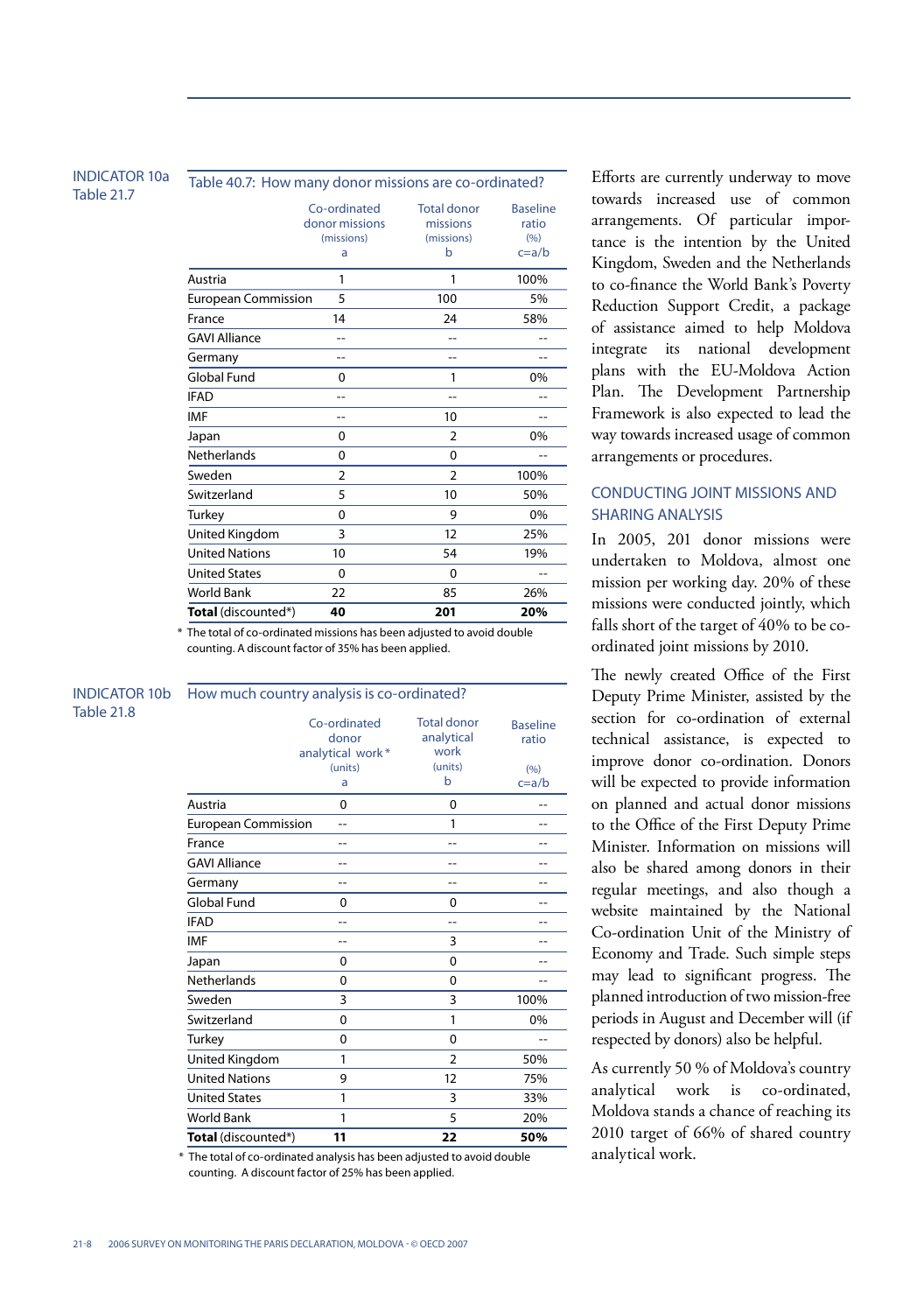INDICATOR 10a
Table 21.7

**Table 40.7: How many donor missions are co-ordinated?**

| | Co-ordinated donor missions (missions) a | Total donor missions (missions) b | Baseline ratio (%) c=a/b |
|---|---|---|---|
| Austria | 1 | 1 | 100% |
| European Commission | 5 | 100 | 5% |
| France | 14 | 24 | 58% |
| GAVI Alliance | -- | -- | -- |
| Germany | -- | -- | -- |
| Global Fund | 0 | 1 | 0% |
| IFAD | -- | -- | -- |
| IMF | -- | 10 | -- |
| Japan | 0 | 2 | 0% |
| Netherlands | 0 | 0 | -- |
| Sweden | 2 | 2 | 100% |
| Switzerland | 5 | 10 | 50% |
| Turkey | 0 | 9 | 0% |
| United Kingdom | 3 | 12 | 25% |
| United Nations | 10 | 54 | 19% |
| United States | 0 | 0 | -- |
| World Bank | 22 | 85 | 26% |
| **Total** (discounted*) | **40** | **201** | **20%** |

\* The total of co-ordinated missions has been adjusted to avoid double counting. A discount factor of 35% has been applied.

INDICATOR 10b
Table 21.8

**How much country analysis is co-ordinated?**

| | Co-ordinated donor analytical work* (units) a | Total donor analytical work (units) b | Baseline ratio (%) c=a/b |
|---|---|---|---|
| Austria | 0 | 0 | -- |
| European Commission | -- | 1 | -- |
| France | -- | -- | -- |
| GAVI Alliance | -- | -- | -- |
| Germany | -- | -- | -- |
| Global Fund | 0 | 0 | -- |
| IFAD | -- | -- | -- |
| IMF | -- | 3 | -- |
| Japan | 0 | 0 | -- |
| Netherlands | 0 | 0 | -- |
| Sweden | 3 | 3 | 100% |
| Switzerland | 0 | 1 | 0% |
| Turkey | 0 | 0 | -- |
| United Kingdom | 1 | 2 | 50% |
| United Nations | 9 | 12 | 75% |
| United States | 1 | 3 | 33% |
| World Bank | 1 | 5 | 20% |
| **Total** (discounted*) | **11** | **22** | **50%** |

\* The total of co-ordinated analysis has been adjusted to avoid double counting. A discount factor of 25% has been applied.

Efforts are currently underway to move towards increased use of common arrangements. Of particular importance is the intention by the United Kingdom, Sweden and the Netherlands to co-finance the World Bank's Poverty Reduction Support Credit, a package of assistance aimed to help Moldova integrate its national development plans with the EU-Moldova Action Plan. The Development Partnership Framework is also expected to lead the way towards increased usage of common arrangements or procedures.

## CONDUCTING JOINT MISSIONS AND SHARING ANALYSIS

In 2005, 201 donor missions were undertaken to Moldova, almost one mission per working day. 20% of these missions were conducted jointly, which falls short of the target of 40% to be co-ordinated joint missions by 2010.

The newly created Office of the First Deputy Prime Minister, assisted by the section for co-ordination of external technical assistance, is expected to improve donor co-ordination. Donors will be expected to provide information on planned and actual donor missions to the Office of the First Deputy Prime Minister. Information on missions will also be shared among donors in their regular meetings, and also though a website maintained by the National Co-ordination Unit of the Ministry of Economy and Trade. Such simple steps may lead to significant progress. The planned introduction of two mission-free periods in August and December will (if respected by donors) also be helpful.

As currently 50 % of Moldova's country analytical work is co-ordinated, Moldova stands a chance of reaching its 2010 target of 66% of shared country analytical work.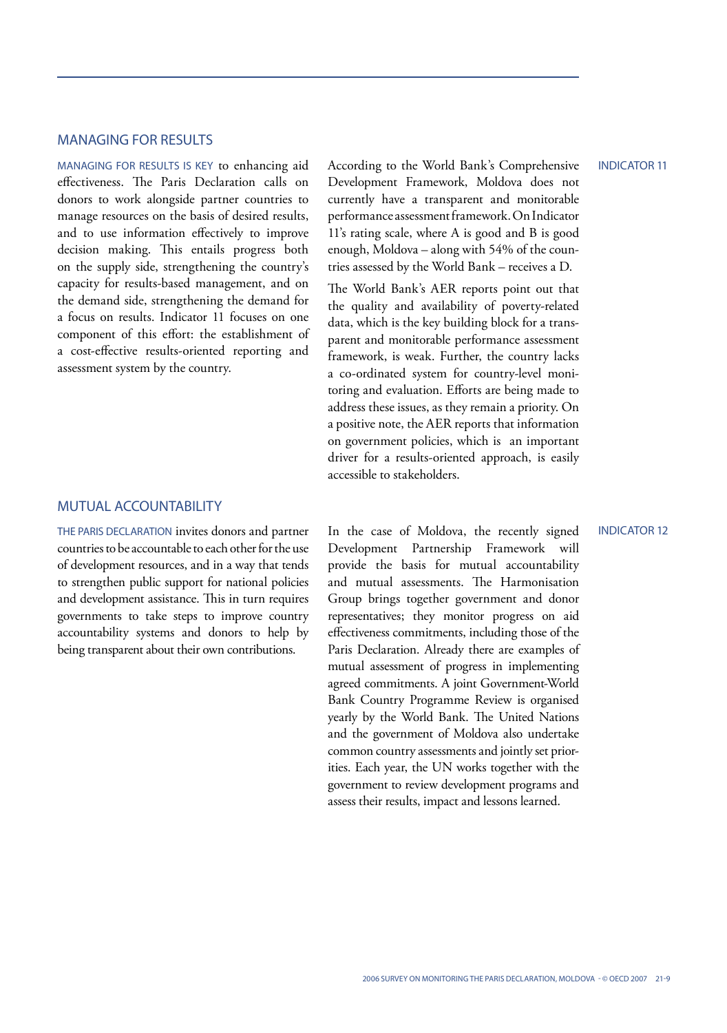## MANAGING FOR RESULTS

MANAGING FOR RESULTS IS KEY to enhancing aid effectiveness. The Paris Declaration calls on donors to work alongside partner countries to manage resources on the basis of desired results, and to use information effectively to improve decision making. This entails progress both on the supply side, strengthening the country's capacity for results-based management, and on the demand side, strengthening the demand for a focus on results. Indicator 11 focuses on one component of this effort: the establishment of a cost-effective results-oriented reporting and assessment system by the country.

INDICATOR 11

According to the World Bank's Comprehensive Development Framework, Moldova does not currently have a transparent and monitorable performance assessment framework. On Indicator 11's rating scale, where A is good and B is good enough, Moldova – along with 54% of the countries assessed by the World Bank – receives a D.

The World Bank's AER reports point out that the quality and availability of poverty-related data, which is the key building block for a transparent and monitorable performance assessment framework, is weak. Further, the country lacks a co-ordinated system for country-level monitoring and evaluation. Efforts are being made to address these issues, as they remain a priority. On a positive note, the AER reports that information on government policies, which is an important driver for a results-oriented approach, is easily accessible to stakeholders.

## MUTUAL ACCOUNTABILITY

THE PARIS DECLARATION invites donors and partner countries to be accountable to each other for the use of development resources, and in a way that tends to strengthen public support for national policies and development assistance. This in turn requires governments to take steps to improve country accountability systems and donors to help by being transparent about their own contributions.

INDICATOR 12

In the case of Moldova, the recently signed Development Partnership Framework will provide the basis for mutual accountability and mutual assessments. The Harmonisation Group brings together government and donor representatives; they monitor progress on aid effectiveness commitments, including those of the Paris Declaration. Already there are examples of mutual assessment of progress in implementing agreed commitments. A joint Government-World Bank Country Programme Review is organised yearly by the World Bank. The United Nations and the government of Moldova also undertake common country assessments and jointly set priorities. Each year, the UN works together with the government to review development programs and assess their results, impact and lessons learned.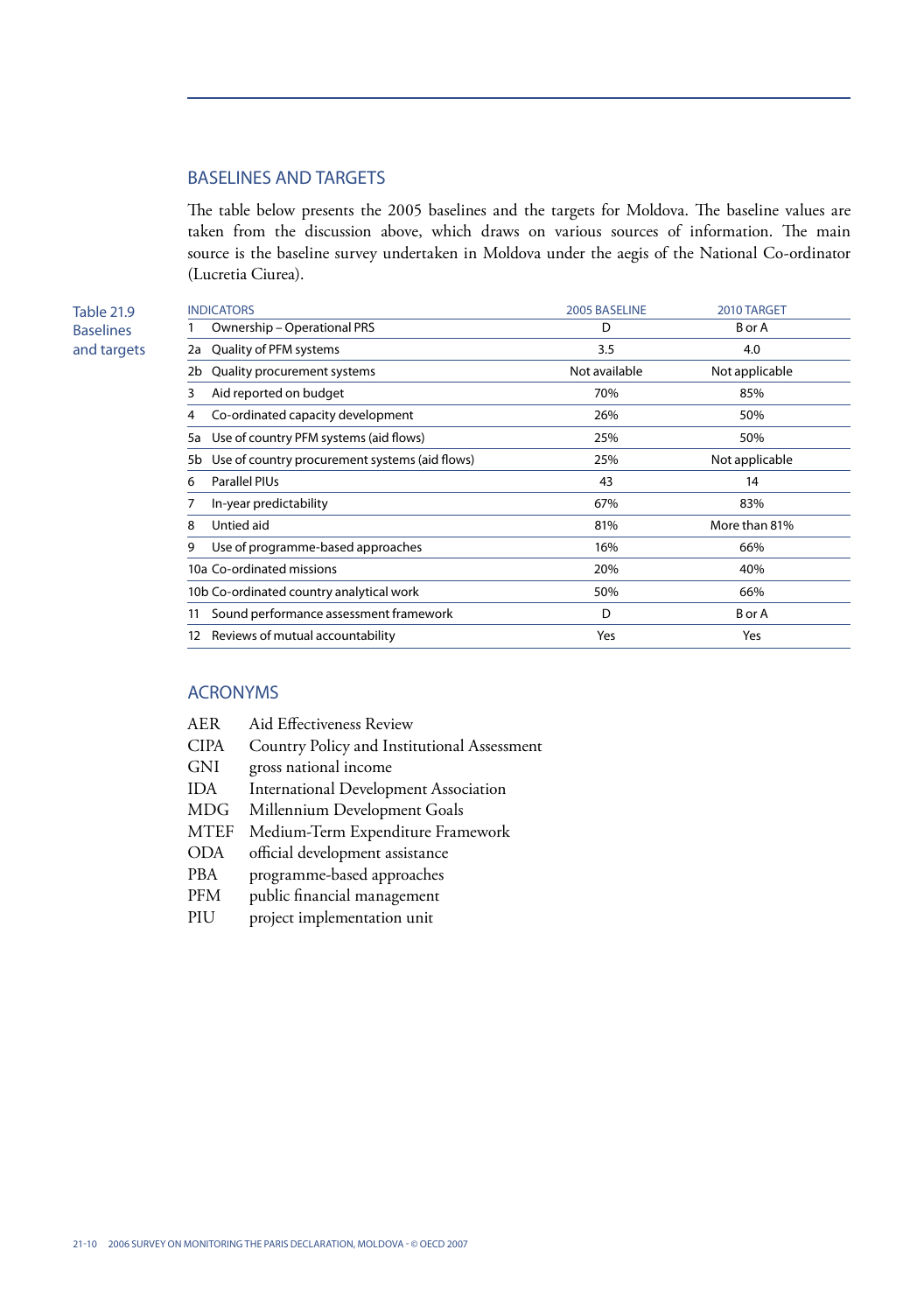## BASELINES AND TARGETS

The table below presents the 2005 baselines and the targets for Moldova. The baseline values are taken from the discussion above, which draws on various sources of information. The main source is the baseline survey undertaken in Moldova under the aegis of the National Co-ordinator (Lucretia Ciurea).

Table 21.9 Baselines and targets

| INDICATORS | | 2005 BASELINE | 2010 TARGET |
|---|---|---|---|
| 1 | Ownership – Operational PRS | D | B or A |
| 2a | Quality of PFM systems | 3.5 | 4.0 |
| 2b | Quality procurement systems | Not available | Not applicable |
| 3 | Aid reported on budget | 70% | 85% |
| 4 | Co-ordinated capacity development | 26% | 50% |
| 5a | Use of country PFM systems (aid flows) | 25% | 50% |
| 5b | Use of country procurement systems (aid flows) | 25% | Not applicable |
| 6 | Parallel PIUs | 43 | 14 |
| 7 | In-year predictability | 67% | 83% |
| 8 | Untied aid | 81% | More than 81% |
| 9 | Use of programme-based approaches | 16% | 66% |
| 10a | Co-ordinated missions | 20% | 40% |
| 10b | Co-ordinated country analytical work | 50% | 66% |
| 11 | Sound performance assessment framework | D | B or A |
| 12 | Reviews of mutual accountability | Yes | Yes |

## ACRONYMS

- AER Aid Effectiveness Review
- CIPA Country Policy and Institutional Assessment
- GNI gross national income
- IDA International Development Association
- MDG Millennium Development Goals
- MTEF Medium-Term Expenditure Framework
- ODA official development assistance
- PBA programme-based approaches
- PFM public financial management
- PIU project implementation unit